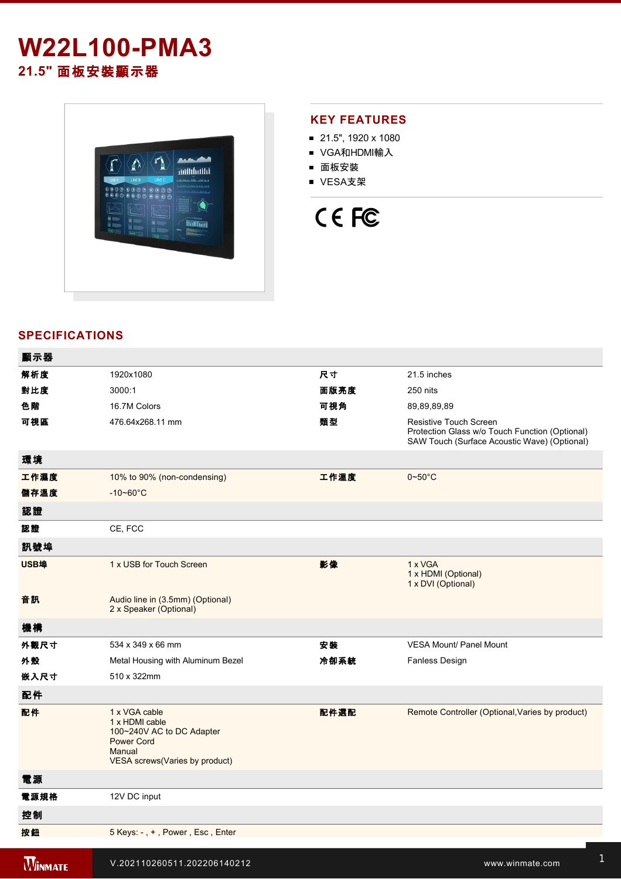# W22L100-PMA3

## 21.5" 面板安裝顯示器

## KEY FEATURES

- 21.5", 1920 x 1080
- VGA和HDMI輸入
- 面板安裝
- VESA支架

## SPECIFICATIONS

| 顯示器 | | | |
|---|---|---|---|
| 解析度 | 1920x1080 | 尺寸 | 21.5 inches |
| 對比度 | 3000:1 | 面版亮度 | 250 nits |
| 色階 | 16.7M Colors | 可視角 | 89,89,89,89 |
| 可視區 | 476.64x268.11 mm | 類型 | Resistive Touch Screen<br>Protection Glass w/o Touch Function (Optional)<br>SAW Touch (Surface Acoustic Wave) (Optional) |
| **環境** | | | |
| 工作濕度 | 10% to 90% (non-condensing) | 工作溫度 | 0~50°C |
| 儲存溫度 | -10~60°C | | |
| **認證** | | | |
| 認證 | CE, FCC | | |
| **訊號埠** | | | |
| USB埠 | 1 x USB for Touch Screen | 影像 | 1 x VGA<br>1 x HDMI (Optional)<br>1 x DVI (Optional) |
| 音訊 | Audio line in (3.5mm) (Optional)<br>2 x Speaker (Optional) | | |
| **機構** | | | |
| 外觀尺寸 | 534 x 349 x 66 mm | 安裝 | VESA Mount/ Panel Mount |
| 外殼 | Metal Housing with Aluminum Bezel | 冷卻系統 | Fanless Design |
| 嵌入尺寸 | 510 x 322mm | | |
| **配件** | | | |
| 配件 | 1 x VGA cable<br>1 x HDMI cable<br>100~240V AC to DC Adapter<br>Power Cord<br>Manual<br>VESA screws(Varies by product) | 配件選配 | Remote Controller (Optional,Varies by product) |
| **電源** | | | |
| 電源規格 | 12V DC input | | |
| **控制** | | | |
| 按鈕 | 5 Keys: - , + , Power , Esc , Enter | | |

V.202110260511.202206140212

www.winmate.com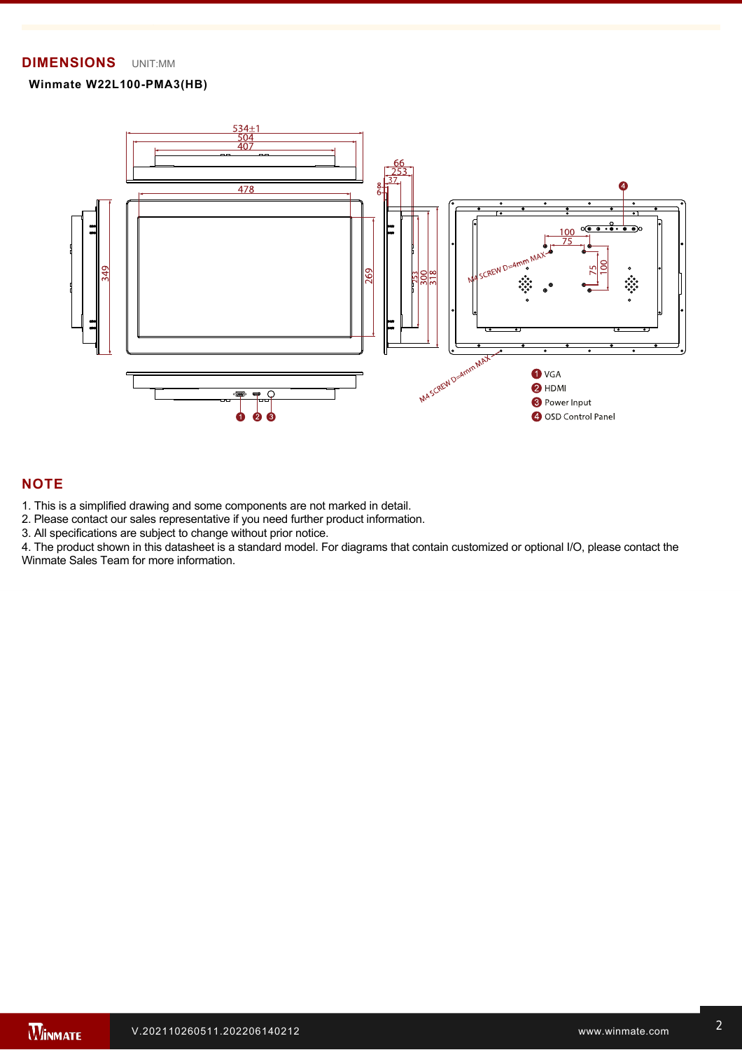## DIMENSIONS UNIT:MM

**Winmate W22L100-PMA3(HB)**

534±1
504
407
478
349
269
66
253
37
8
6
253
300
318
100
75
75
100
M4 SCREW D=4mm MAX
M4 SCREW D=4mm MAX

1 VGA
2 HDMI
3 Power Input
4 OSD Control Panel

## NOTE

1. This is a simplified drawing and some components are not marked in detail.
2. Please contact our sales representative if you need further product information.
3. All specifications are subject to change without prior notice.
4. The product shown in this datasheet is a standard model. For diagrams that contain customized or optional I/O, please contact the Winmate Sales Team for more information.